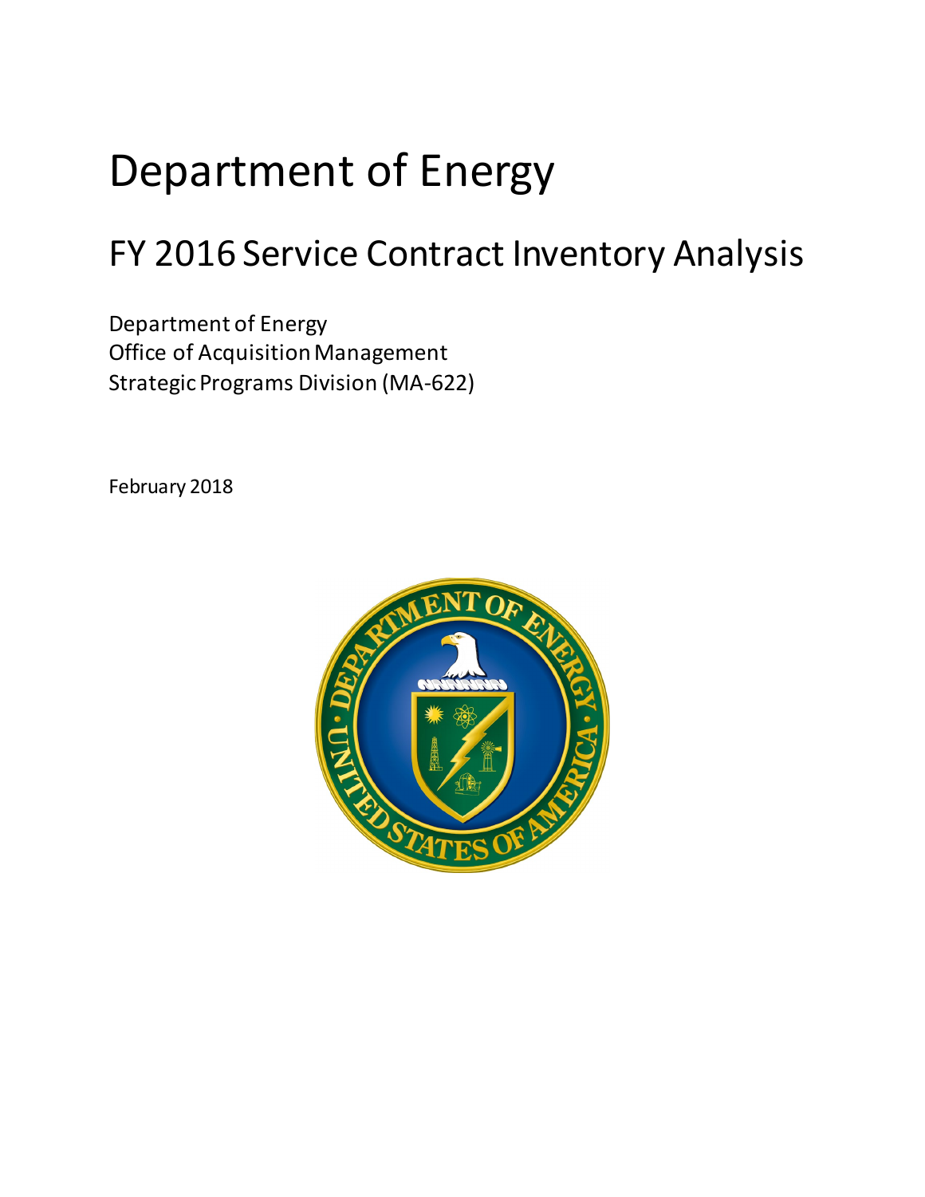# Department of Energy

## FY 2016 Service Contract Inventory Analysis

Department of Energy
Office of Acquisition Management
Strategic Programs Division (MA-622)

February 2018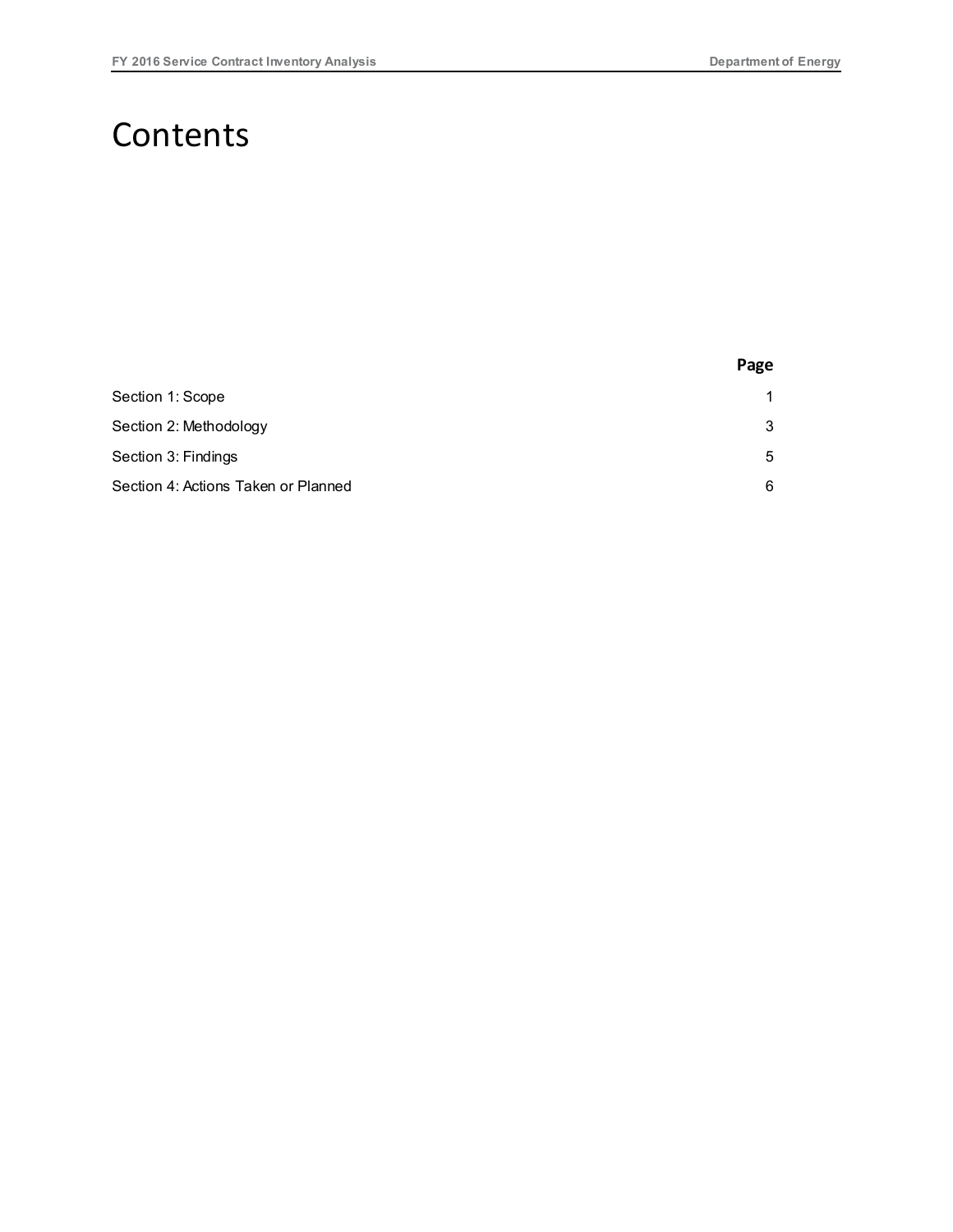# Contents

| | Page |
|---|---|
| Section 1: Scope | 1 |
| Section 2: Methodology | 3 |
| Section 3: Findings | 5 |
| Section 4: Actions Taken or Planned | 6 |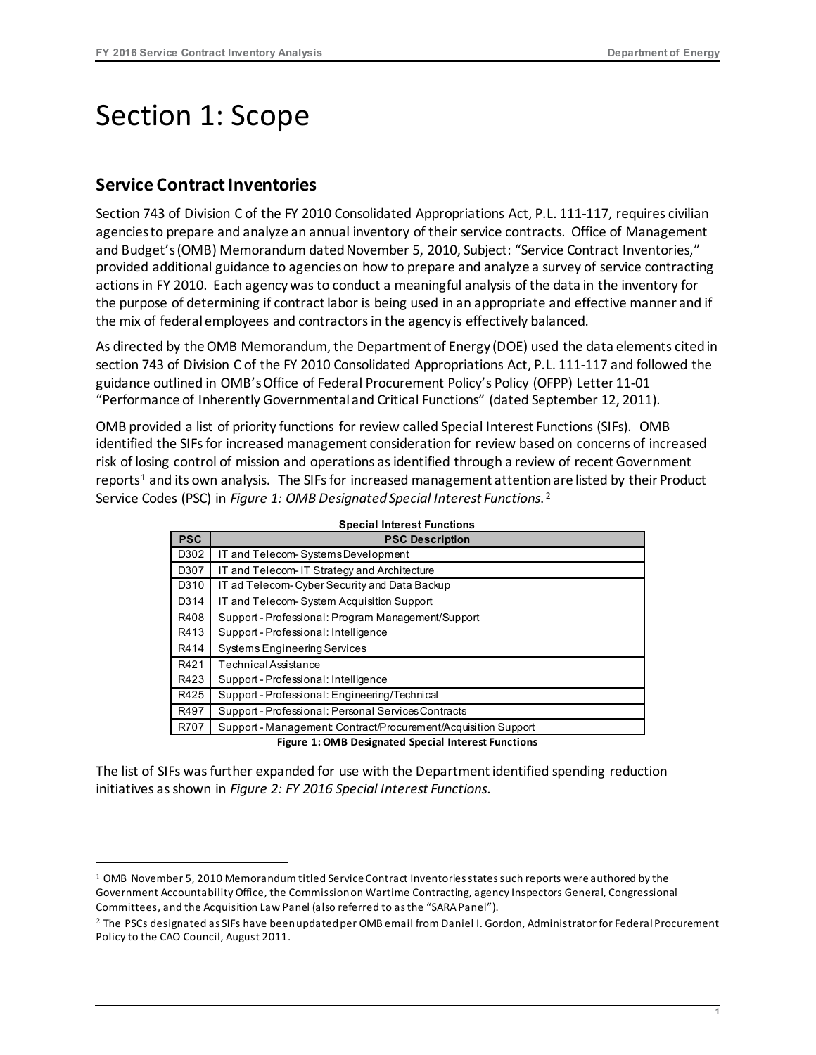# Section 1: Scope

## Service Contract Inventories

Section 743 of Division C of the FY 2010 Consolidated Appropriations Act, P.L. 111-117, requires civilian agencies to prepare and analyze an annual inventory of their service contracts. Office of Management and Budget's (OMB) Memorandum dated November 5, 2010, Subject: "Service Contract Inventories," provided additional guidance to agencies on how to prepare and analyze a survey of service contracting actions in FY 2010. Each agency was to conduct a meaningful analysis of the data in the inventory for the purpose of determining if contract labor is being used in an appropriate and effective manner and if the mix of federal employees and contractors in the agency is effectively balanced.

As directed by the OMB Memorandum, the Department of Energy (DOE) used the data elements cited in section 743 of Division C of the FY 2010 Consolidated Appropriations Act, P.L. 111-117 and followed the guidance outlined in OMB's Office of Federal Procurement Policy's Policy (OFPP) Letter 11-01 "Performance of Inherently Governmental and Critical Functions" (dated September 12, 2011).

OMB provided a list of priority functions for review called Special Interest Functions (SIFs). OMB identified the SIFs for increased management consideration for review based on concerns of increased risk of losing control of mission and operations as identified through a review of recent Government reports[1] and its own analysis. The SIFs for increased management attention are listed by their Product Service Codes (PSC) in *Figure 1: OMB Designated Special Interest Functions.*[2]

**Special Interest Functions**

| PSC | PSC Description |
|---|---|
| D302 | IT and Telecom- Systems Development |
| D307 | IT and Telecom- IT Strategy and Architecture |
| D310 | IT ad Telecom- Cyber Security and Data Backup |
| D314 | IT and Telecom- System Acquisition Support |
| R408 | Support - Professional: Program Management/Support |
| R413 | Support - Professional: Intelligence |
| R414 | Systems Engineering Services |
| R421 | Technical Assistance |
| R423 | Support - Professional: Intelligence |
| R425 | Support - Professional: Engineering/Technical |
| R497 | Support - Professional: Personal Services Contracts |
| R707 | Support - Management: Contract/Procurement/Acquisition Support |

**Figure 1: OMB Designated Special Interest Functions**

The list of SIFs was further expanded for use with the Department identified spending reduction initiatives as shown in *Figure 2: FY 2016 Special Interest Functions*.

[1] OMB November 5, 2010 Memorandum titled Service Contract Inventories states such reports were authored by the Government Accountability Office, the Commission on Wartime Contracting, agency Inspectors General, Congressional Committees, and the Acquisition Law Panel (also referred to as the "SARA Panel").

[2] The PSCs designated as SIFs have been updated per OMB email from Daniel I. Gordon, Administrator for Federal Procurement Policy to the CAO Council, August 2011.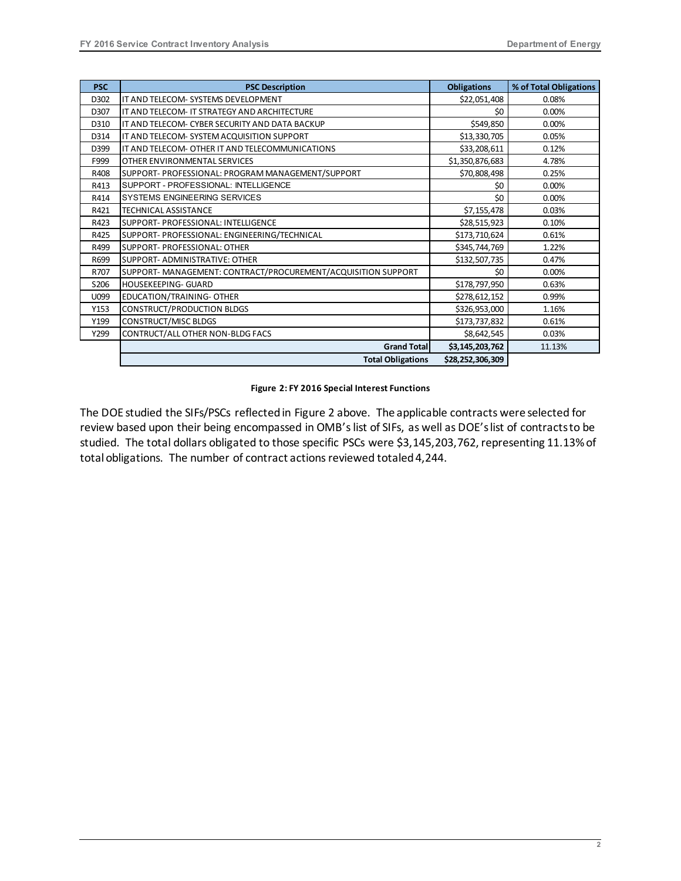| PSC | PSC Description | Obligations | % of Total Obligations |
|---|---|---|---|
| D302 | IT AND TELECOM- SYSTEMS DEVELOPMENT | $22,051,408 | 0.08% |
| D307 | IT AND TELECOM- IT STRATEGY AND ARCHITECTURE | $0 | 0.00% |
| D310 | IT AND TELECOM- CYBER SECURITY AND DATA BACKUP | $549,850 | 0.00% |
| D314 | IT AND TELECOM- SYSTEM ACQUISITION SUPPORT | $13,330,705 | 0.05% |
| D399 | IT AND TELECOM- OTHER IT AND TELECOMMUNICATIONS | $33,208,611 | 0.12% |
| F999 | OTHER ENVIRONMENTAL SERVICES | $1,350,876,683 | 4.78% |
| R408 | SUPPORT- PROFESSIONAL: PROGRAM MANAGEMENT/SUPPORT | $70,808,498 | 0.25% |
| R413 | SUPPORT - PROFESSIONAL: INTELLIGENCE | $0 | 0.00% |
| R414 | SYSTEMS ENGINEERING SERVICES | $0 | 0.00% |
| R421 | TECHNICAL ASSISTANCE | $7,155,478 | 0.03% |
| R423 | SUPPORT- PROFESSIONAL: INTELLIGENCE | $28,515,923 | 0.10% |
| R425 | SUPPORT- PROFESSIONAL: ENGINEERING/TECHNICAL | $173,710,624 | 0.61% |
| R499 | SUPPORT- PROFESSIONAL: OTHER | $345,744,769 | 1.22% |
| R699 | SUPPORT- ADMINISTRATIVE: OTHER | $132,507,735 | 0.47% |
| R707 | SUPPORT- MANAGEMENT: CONTRACT/PROCUREMENT/ACQUISITION SUPPORT | $0 | 0.00% |
| S206 | HOUSEKEEPING- GUARD | $178,797,950 | 0.63% |
| U099 | EDUCATION/TRAINING- OTHER | $278,612,152 | 0.99% |
| Y153 | CONSTRUCT/PRODUCTION BLDGS | $326,953,000 | 1.16% |
| Y199 | CONSTRUCT/MISC BLDGS | $173,737,832 | 0.61% |
| Y299 | CONTRUCT/ALL OTHER NON-BLDG FACS | $8,642,545 | 0.03% |
| | **Grand Total** | **$3,145,203,762** | 11.13% |
| | **Total Obligations** | **$28,252,306,309** | |

**Figure 2: FY 2016 Special Interest Functions**

The DOE studied the SIFs/PSCs reflected in Figure 2 above. The applicable contracts were selected for review based upon their being encompassed in OMB's list of SIFs, as well as DOE's list of contracts to be studied. The total dollars obligated to those specific PSCs were $3,145,203,762, representing 11.13% of total obligations. The number of contract actions reviewed totaled 4,244.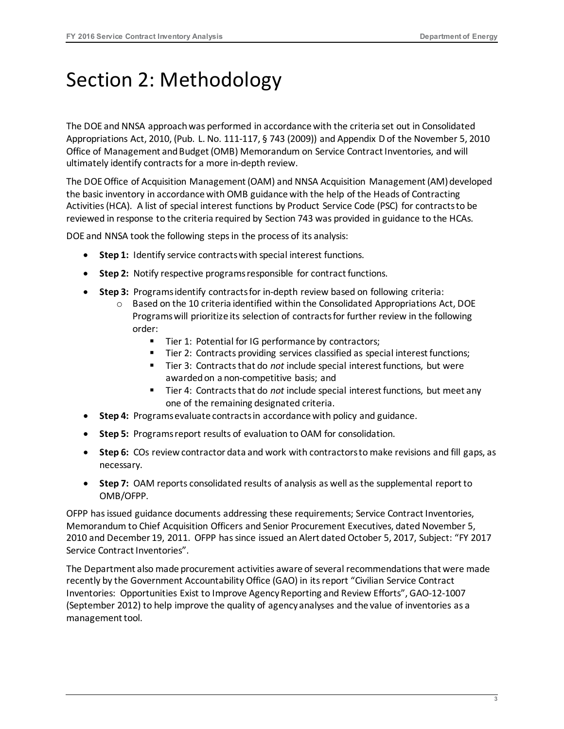# Section 2: Methodology

The DOE and NNSA approach was performed in accordance with the criteria set out in Consolidated Appropriations Act, 2010, (Pub. L. No. 111-117, § 743 (2009)) and Appendix D of the November 5, 2010 Office of Management and Budget (OMB) Memorandum on Service Contract Inventories, and will ultimately identify contracts for a more in-depth review.

The DOE Office of Acquisition Management (OAM) and NNSA Acquisition Management (AM) developed the basic inventory in accordance with OMB guidance with the help of the Heads of Contracting Activities (HCA). A list of special interest functions by Product Service Code (PSC) for contracts to be reviewed in response to the criteria required by Section 743 was provided in guidance to the HCAs.

DOE and NNSA took the following steps in the process of its analysis:

- **Step 1:** Identify service contracts with special interest functions.
- **Step 2:** Notify respective programs responsible for contract functions.
- **Step 3:** Programs identify contracts for in-depth review based on following criteria:
  - Based on the 10 criteria identified within the Consolidated Appropriations Act, DOE Programs will prioritize its selection of contracts for further review in the following order:
    - Tier 1: Potential for IG performance by contractors;
    - Tier 2: Contracts providing services classified as special interest functions;
    - Tier 3: Contracts that do *not* include special interest functions, but were awarded on a non-competitive basis; and
    - Tier 4: Contracts that do *not* include special interest functions, but meet any one of the remaining designated criteria.
- **Step 4:** Programs evaluate contracts in accordance with policy and guidance.
- **Step 5:** Programs report results of evaluation to OAM for consolidation.
- **Step 6:** COs review contractor data and work with contractors to make revisions and fill gaps, as necessary.
- **Step 7:** OAM reports consolidated results of analysis as well as the supplemental report to OMB/OFPP.

OFPP has issued guidance documents addressing these requirements; Service Contract Inventories, Memorandum to Chief Acquisition Officers and Senior Procurement Executives, dated November 5, 2010 and December 19, 2011. OFPP has since issued an Alert dated October 5, 2017, Subject: "FY 2017 Service Contract Inventories".

The Department also made procurement activities aware of several recommendations that were made recently by the Government Accountability Office (GAO) in its report "Civilian Service Contract Inventories: Opportunities Exist to Improve Agency Reporting and Review Efforts", GAO-12-1007 (September 2012) to help improve the quality of agency analyses and the value of inventories as a management tool.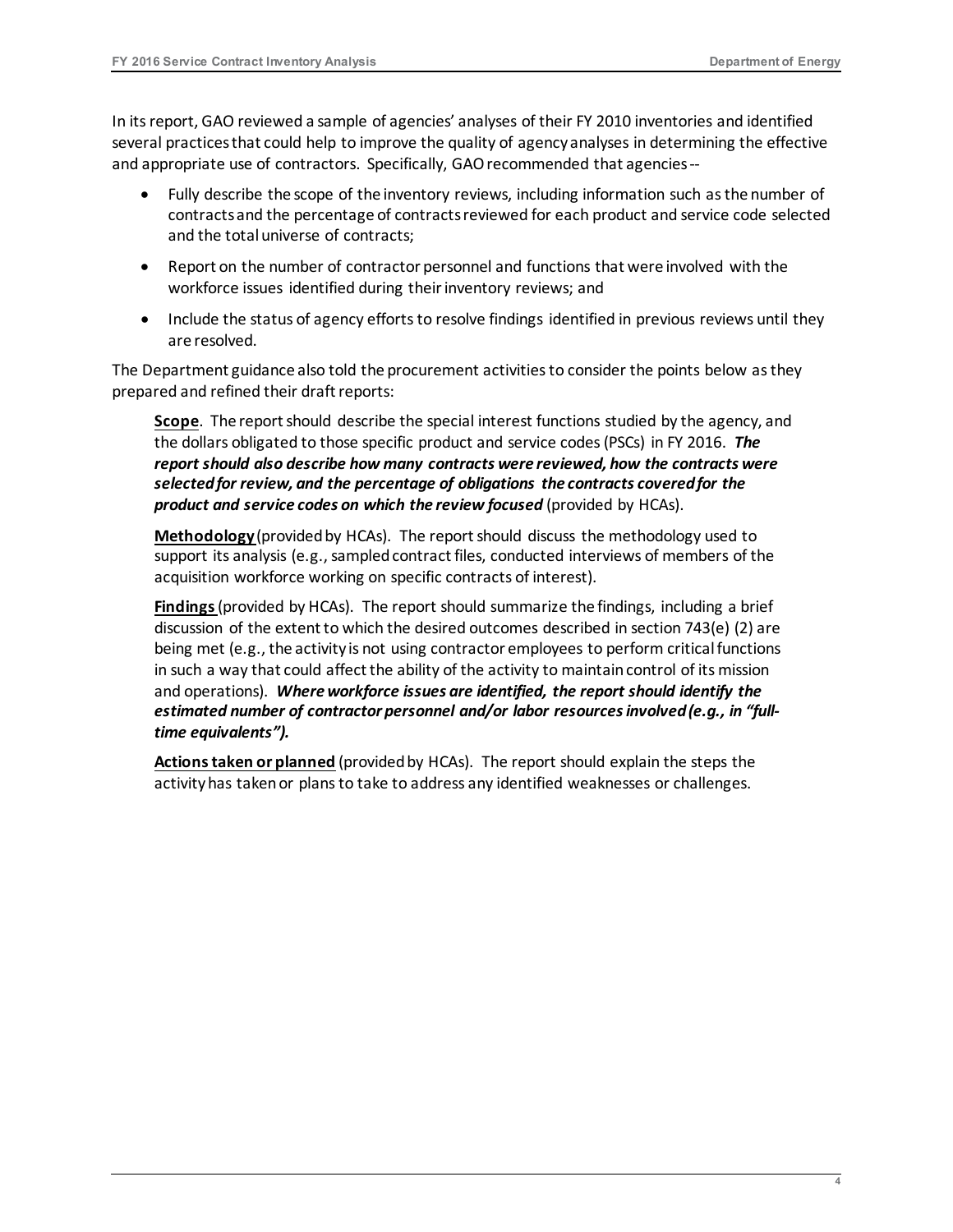In its report, GAO reviewed a sample of agencies' analyses of their FY 2010 inventories and identified several practices that could help to improve the quality of agency analyses in determining the effective and appropriate use of contractors. Specifically, GAO recommended that agencies --

- Fully describe the scope of the inventory reviews, including information such as the number of contracts and the percentage of contracts reviewed for each product and service code selected and the total universe of contracts;
- Report on the number of contractor personnel and functions that were involved with the workforce issues identified during their inventory reviews; and
- Include the status of agency efforts to resolve findings identified in previous reviews until they are resolved.

The Department guidance also told the procurement activities to consider the points below as they prepared and refined their draft reports:

> **Scope**. The report should describe the special interest functions studied by the agency, and the dollars obligated to those specific product and service codes (PSCs) in FY 2016. ***The report should also describe how many contracts were reviewed, how the contracts were selected for review, and the percentage of obligations the contracts covered for the product and service codes on which the review focused*** (provided by HCAs).
>
> **Methodology** (provided by HCAs). The report should discuss the methodology used to support its analysis (e.g., sampled contract files, conducted interviews of members of the acquisition workforce working on specific contracts of interest).
>
> **Findings** (provided by HCAs). The report should summarize the findings, including a brief discussion of the extent to which the desired outcomes described in section 743(e) (2) are being met (e.g., the activity is not using contractor employees to perform critical functions in such a way that could affect the ability of the activity to maintain control of its mission and operations). ***Where workforce issues are identified, the report should identify the estimated number of contractor personnel and/or labor resources involved (e.g., in "full-time equivalents").***
>
> **Actions taken or planned** (provided by HCAs). The report should explain the steps the activity has taken or plans to take to address any identified weaknesses or challenges.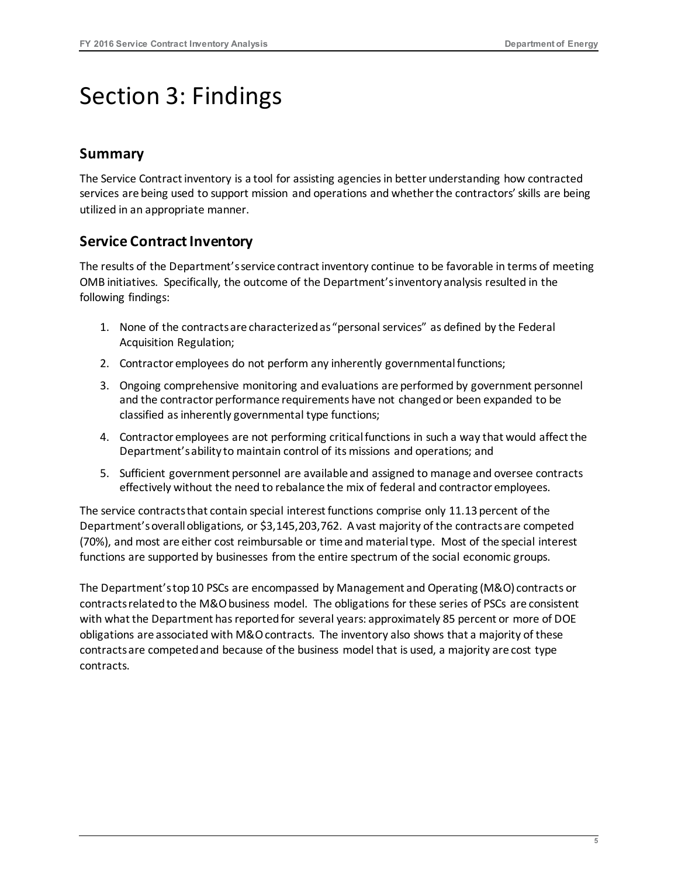# Section 3: Findings

## Summary

The Service Contract inventory is a tool for assisting agencies in better understanding how contracted services are being used to support mission and operations and whether the contractors' skills are being utilized in an appropriate manner.

## Service Contract Inventory

The results of the Department's service contract inventory continue to be favorable in terms of meeting OMB initiatives. Specifically, the outcome of the Department's inventory analysis resulted in the following findings:

1. None of the contracts are characterized as "personal services" as defined by the Federal Acquisition Regulation;
2. Contractor employees do not perform any inherently governmental functions;
3. Ongoing comprehensive monitoring and evaluations are performed by government personnel and the contractor performance requirements have not changed or been expanded to be classified as inherently governmental type functions;
4. Contractor employees are not performing critical functions in such a way that would affect the Department's ability to maintain control of its missions and operations; and
5. Sufficient government personnel are available and assigned to manage and oversee contracts effectively without the need to rebalance the mix of federal and contractor employees.

The service contracts that contain special interest functions comprise only 11.13 percent of the Department's overall obligations, or $3,145,203,762. A vast majority of the contracts are competed (70%), and most are either cost reimbursable or time and material type. Most of the special interest functions are supported by businesses from the entire spectrum of the social economic groups.

The Department's top 10 PSCs are encompassed by Management and Operating (M&O) contracts or contracts related to the M&O business model. The obligations for these series of PSCs are consistent with what the Department has reported for several years: approximately 85 percent or more of DOE obligations are associated with M&O contracts. The inventory also shows that a majority of these contracts are competed and because of the business model that is used, a majority are cost type contracts.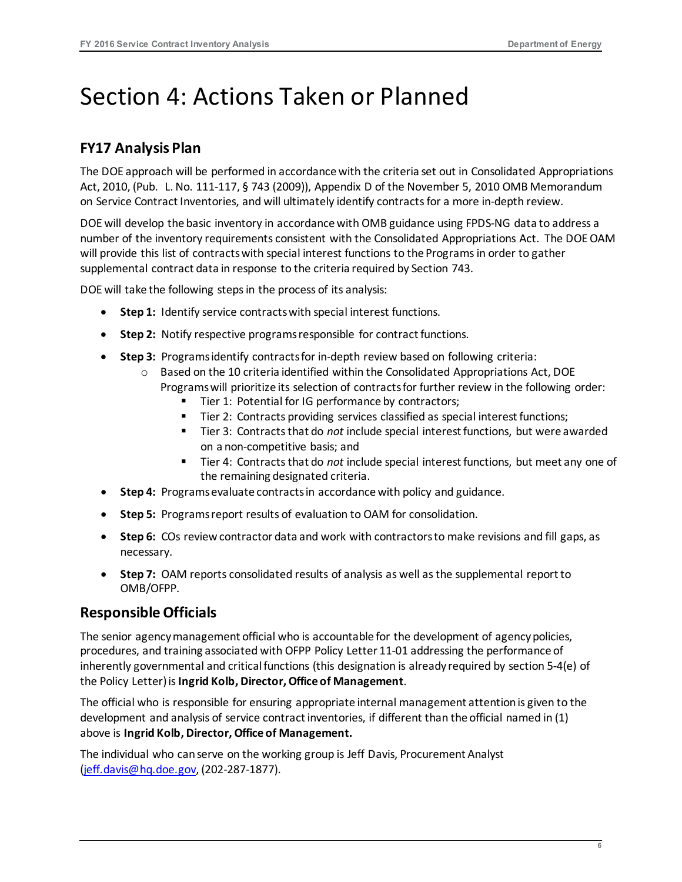# Section 4: Actions Taken or Planned

## FY17 Analysis Plan

The DOE approach will be performed in accordance with the criteria set out in Consolidated Appropriations Act, 2010, (Pub. L. No. 111-117, § 743 (2009)), Appendix D of the November 5, 2010 OMB Memorandum on Service Contract Inventories, and will ultimately identify contracts for a more in-depth review.

DOE will develop the basic inventory in accordance with OMB guidance using FPDS-NG data to address a number of the inventory requirements consistent with the Consolidated Appropriations Act. The DOE OAM will provide this list of contracts with special interest functions to the Programs in order to gather supplemental contract data in response to the criteria required by Section 743.

DOE will take the following steps in the process of its analysis:

- **Step 1:** Identify service contracts with special interest functions.
- **Step 2:** Notify respective programs responsible for contract functions.
- **Step 3:** Programs identify contracts for in-depth review based on following criteria:
  - Based on the 10 criteria identified within the Consolidated Appropriations Act, DOE Programs will prioritize its selection of contracts for further review in the following order:
    - Tier 1: Potential for IG performance by contractors;
    - Tier 2: Contracts providing services classified as special interest functions;
    - Tier 3: Contracts that do *not* include special interest functions, but were awarded on a non-competitive basis; and
    - Tier 4: Contracts that do *not* include special interest functions, but meet any one of the remaining designated criteria.
- **Step 4:** Programs evaluate contracts in accordance with policy and guidance.
- **Step 5:** Programs report results of evaluation to OAM for consolidation.
- **Step 6:** COs review contractor data and work with contractors to make revisions and fill gaps, as necessary.
- **Step 7:** OAM reports consolidated results of analysis as well as the supplemental report to OMB/OFPP.

## Responsible Officials

The senior agency management official who is accountable for the development of agency policies, procedures, and training associated with OFPP Policy Letter 11-01 addressing the performance of inherently governmental and critical functions (this designation is already required by section 5-4(e) of the Policy Letter) is **Ingrid Kolb, Director, Office of Management**.

The official who is responsible for ensuring appropriate internal management attention is given to the development and analysis of service contract inventories, if different than the official named in (1) above is **Ingrid Kolb, Director, Office of Management.**

The individual who can serve on the working group is Jeff Davis, Procurement Analyst (jeff.davis@hq.doe.gov, (202-287-1877).